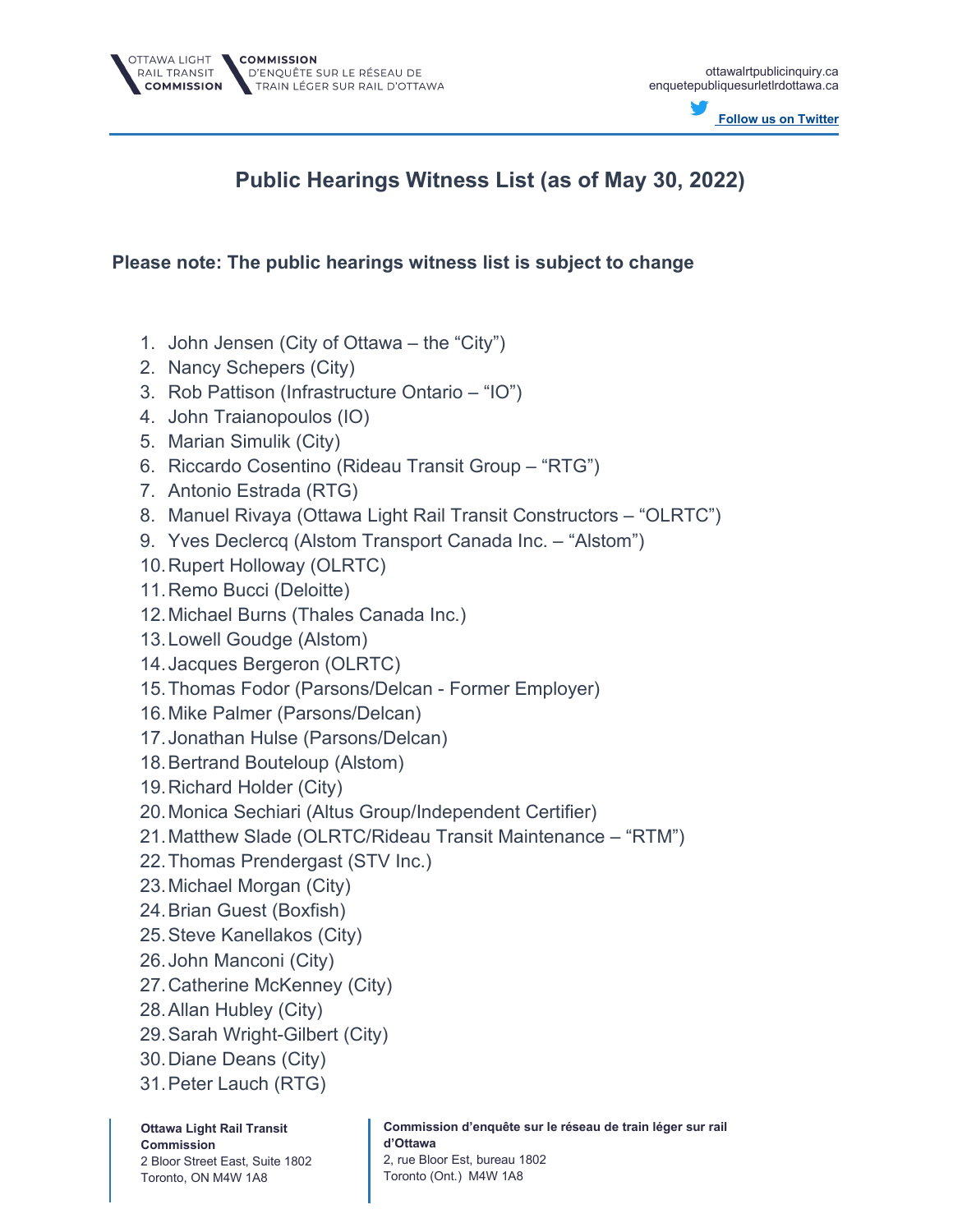# Public Hearings Witness List (as of May 30, 2022)

**Please note: The public hearings witness list is subject to change**

1. John Jensen (City of Ottawa – the "City")
2. Nancy Schepers (City)
3. Rob Pattison (Infrastructure Ontario – "IO")
4. John Traianopoulos (IO)
5. Marian Simulik (City)
6. Riccardo Cosentino (Rideau Transit Group – "RTG")
7. Antonio Estrada (RTG)
8. Manuel Rivaya (Ottawa Light Rail Transit Constructors – "OLRTC")
9. Yves Declercq (Alstom Transport Canada Inc. – "Alstom")
10. Rupert Holloway (OLRTC)
11. Remo Bucci (Deloitte)
12. Michael Burns (Thales Canada Inc.)
13. Lowell Goudge (Alstom)
14. Jacques Bergeron (OLRTC)
15. Thomas Fodor (Parsons/Delcan - Former Employer)
16. Mike Palmer (Parsons/Delcan)
17. Jonathan Hulse (Parsons/Delcan)
18. Bertrand Bouteloup (Alstom)
19. Richard Holder (City)
20. Monica Sechiari (Altus Group/Independent Certifier)
21. Matthew Slade (OLRTC/Rideau Transit Maintenance – "RTM")
22. Thomas Prendergast (STV Inc.)
23. Michael Morgan (City)
24. Brian Guest (Boxfish)
25. Steve Kanellakos (City)
26. John Manconi (City)
27. Catherine McKenney (City)
28. Allan Hubley (City)
29. Sarah Wright-Gilbert (City)
30. Diane Deans (City)
31. Peter Lauch (RTG)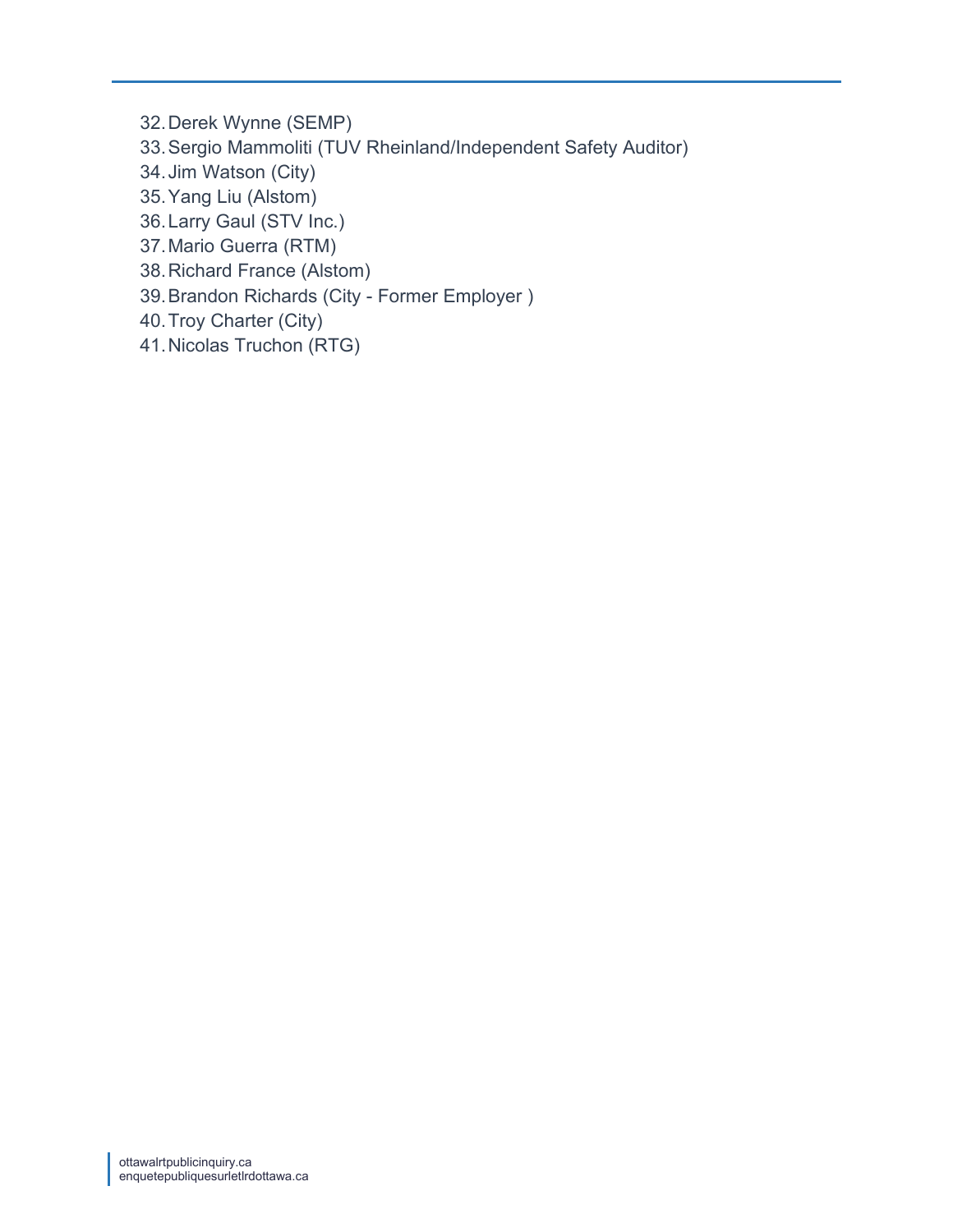32. Derek Wynne (SEMP)
33. Sergio Mammoliti (TUV Rheinland/Independent Safety Auditor)
34. Jim Watson (City)
35. Yang Liu (Alstom)
36. Larry Gaul (STV Inc.)
37. Mario Guerra (RTM)
38. Richard France (Alstom)
39. Brandon Richards (City - Former Employer )
40. Troy Charter (City)
41. Nicolas Truchon (RTG)